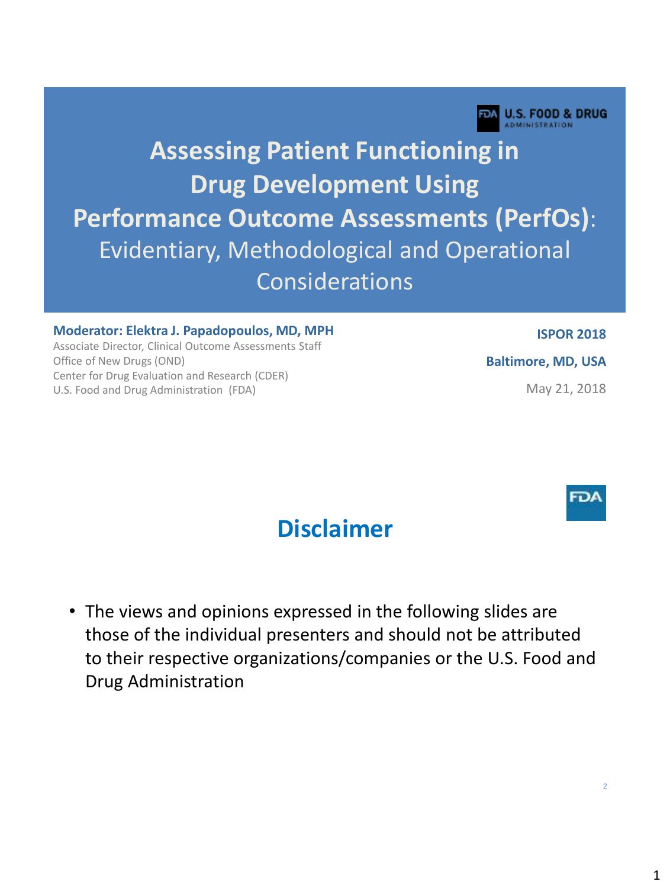U.S. FOOD & DRUG ADMINISTRATION

# Assessing Patient Functioning in Drug Development Using Performance Outcome Assessments (PerfOs):

## Evidentiary, Methodological and Operational Considerations

**Moderator: Elektra J. Papadopoulos, MD, MPH**
Associate Director, Clinical Outcome Assessments Staff
Office of New Drugs (OND)
Center for Drug Evaluation and Research (CDER)
U.S. Food and Drug Administration (FDA)

**ISPOR 2018**

**Baltimore, MD, USA**

May 21, 2018

---

# Disclaimer

- The views and opinions expressed in the following slides are those of the individual presenters and should not be attributed to their respective organizations/companies or the U.S. Food and Drug Administration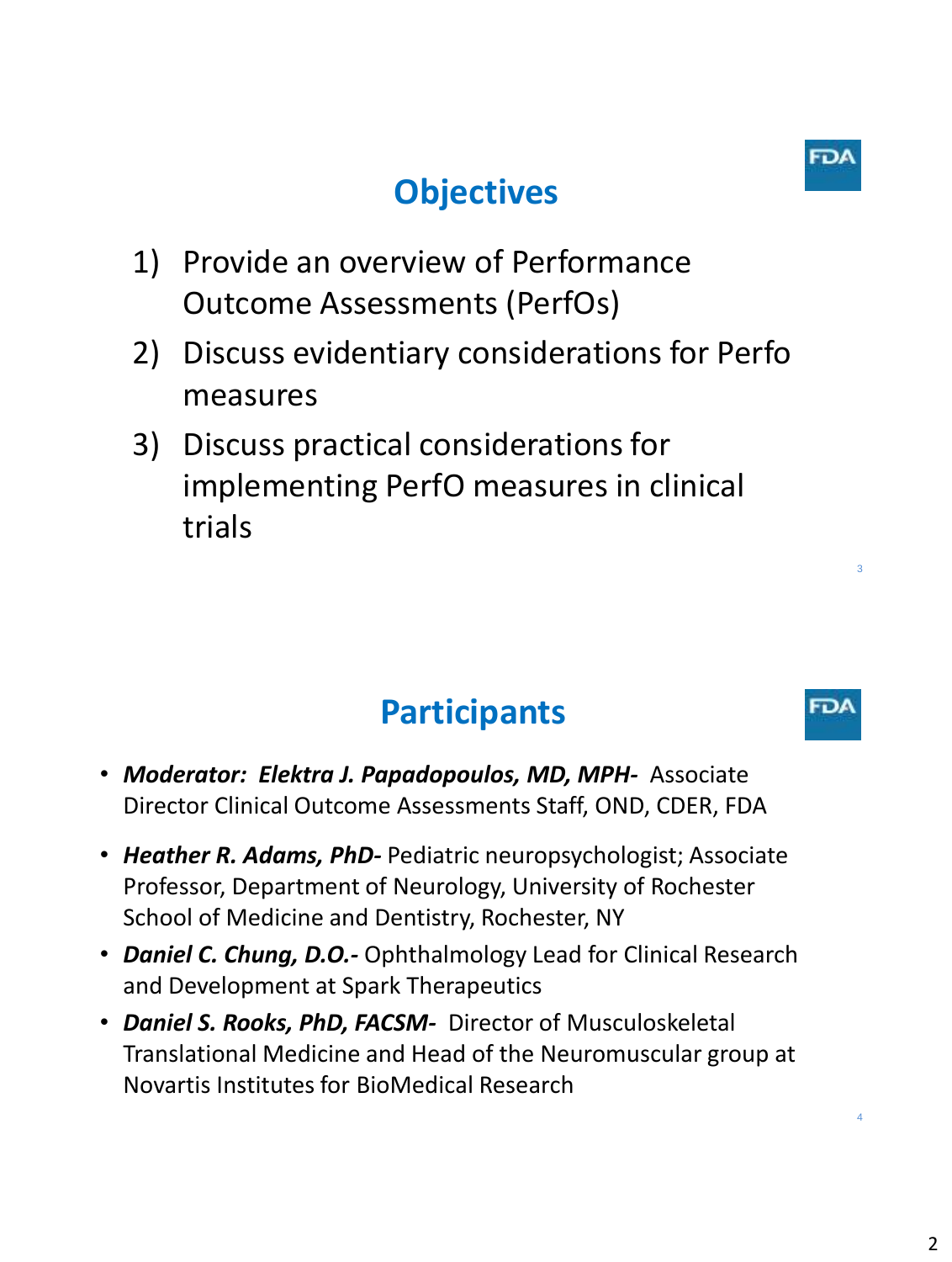## Objectives

1) Provide an overview of Performance Outcome Assessments (PerfOs)
2) Discuss evidentiary considerations for Perfo measures
3) Discuss practical considerations for implementing PerfO measures in clinical trials

## Participants

- ***Moderator: Elektra J. Papadopoulos, MD, MPH-*** Associate Director Clinical Outcome Assessments Staff, OND, CDER, FDA
- ***Heather R. Adams, PhD-*** Pediatric neuropsychologist; Associate Professor, Department of Neurology, University of Rochester School of Medicine and Dentistry, Rochester, NY
- ***Daniel C. Chung, D.O.-*** Ophthalmology Lead for Clinical Research and Development at Spark Therapeutics
- ***Daniel S. Rooks, PhD, FACSM-*** Director of Musculoskeletal Translational Medicine and Head of the Neuromuscular group at Novartis Institutes for BioMedical Research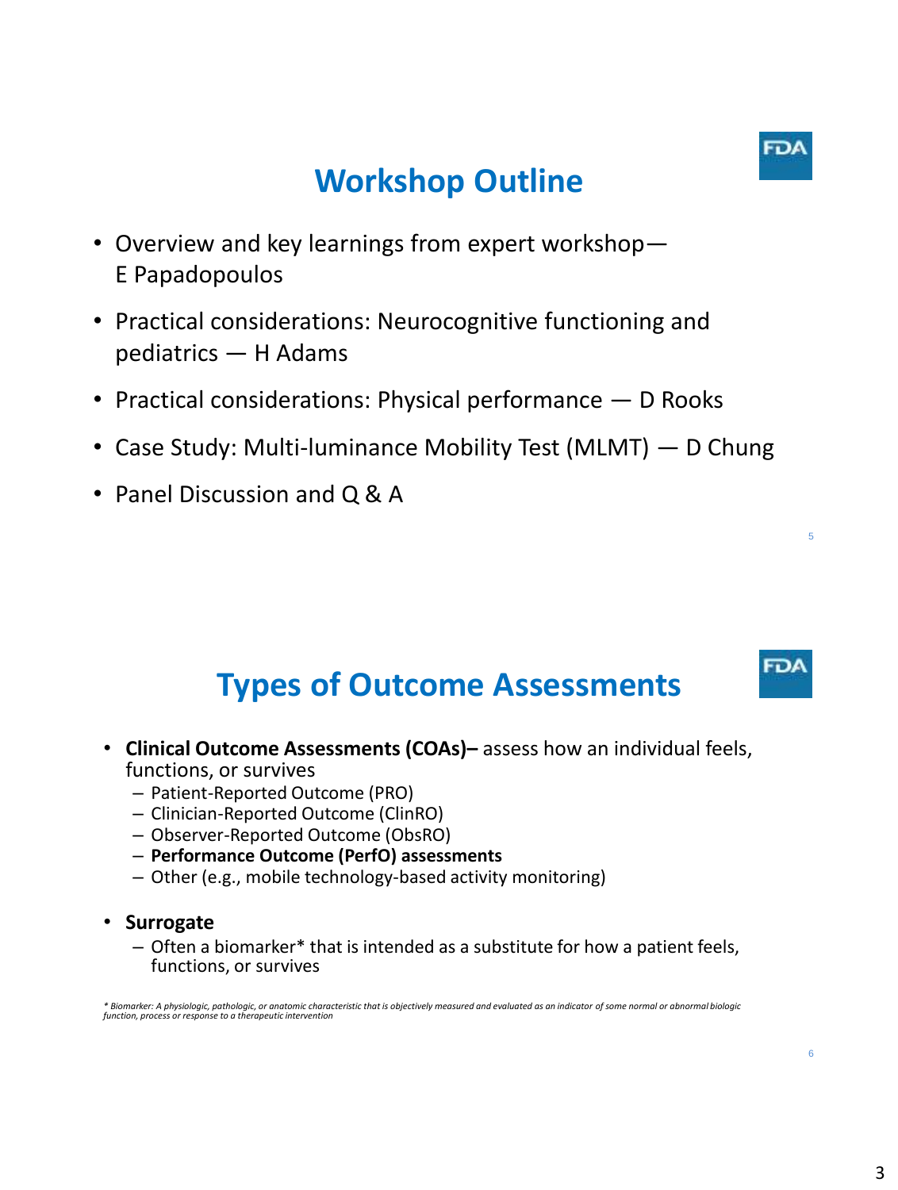## Workshop Outline

- Overview and key learnings from expert workshop—E Papadopoulos
- Practical considerations: Neurocognitive functioning and pediatrics — H Adams
- Practical considerations: Physical performance — D Rooks
- Case Study: Multi-luminance Mobility Test (MLMT) — D Chung
- Panel Discussion and Q & A

## Types of Outcome Assessments

- **Clinical Outcome Assessments (COAs)–** assess how an individual feels, functions, or survives
  - Patient-Reported Outcome (PRO)
  - Clinician-Reported Outcome (ClinRO)
  - Observer-Reported Outcome (ObsRO)
  - **Performance Outcome (PerfO) assessments**
  - Other (e.g., mobile technology-based activity monitoring)
- **Surrogate**
  - Often a biomarker* that is intended as a substitute for how a patient feels, functions, or survives

*\* Biomarker: A physiologic, pathologic, or anatomic characteristic that is objectively measured and evaluated as an indicator of some normal or abnormal biologic function, process or response to a therapeutic intervention*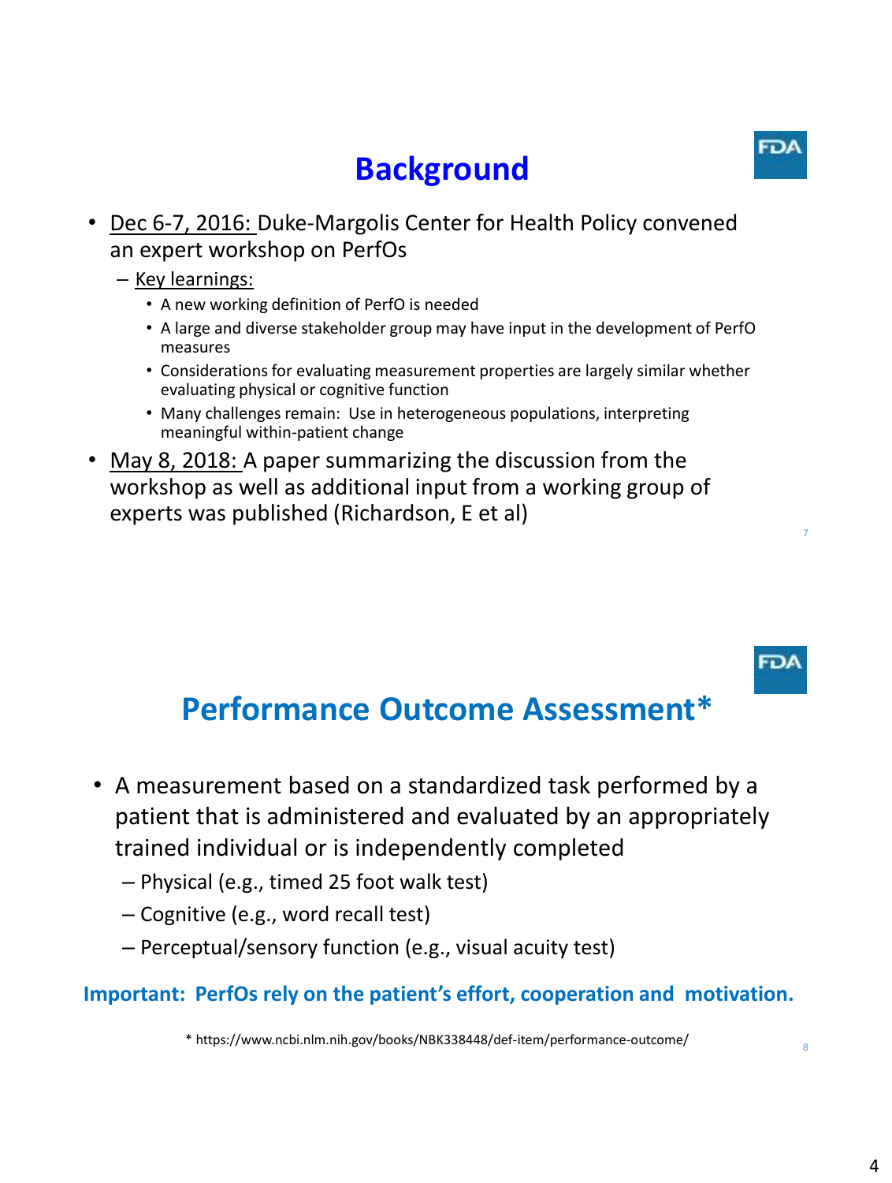# Background

- Dec 6-7, 2016: Duke-Margolis Center for Health Policy convened an expert workshop on PerfOs
  - Key learnings:
    - A new working definition of PerfO is needed
    - A large and diverse stakeholder group may have input in the development of PerfO measures
    - Considerations for evaluating measurement properties are largely similar whether evaluating physical or cognitive function
    - Many challenges remain: Use in heterogeneous populations, interpreting meaningful within-patient change
- May 8, 2018: A paper summarizing the discussion from the workshop as well as additional input from a working group of experts was published (Richardson, E et al)

# Performance Outcome Assessment*

- A measurement based on a standardized task performed by a patient that is administered and evaluated by an appropriately trained individual or is independently completed
  - Physical (e.g., timed 25 foot walk test)
  - Cognitive (e.g., word recall test)
  - Perceptual/sensory function (e.g., visual acuity test)

**Important: PerfOs rely on the patient's effort, cooperation and motivation.**

* https://www.ncbi.nlm.nih.gov/books/NBK338448/def-item/performance-outcome/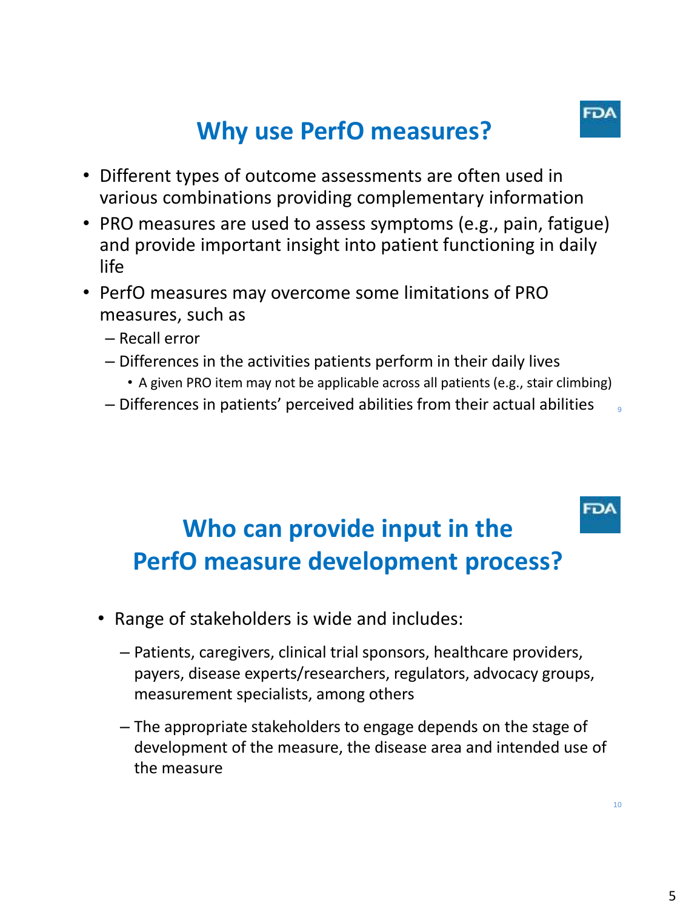## Why use PerfO measures?

- Different types of outcome assessments are often used in various combinations providing complementary information
- PRO measures are used to assess symptoms (e.g., pain, fatigue) and provide important insight into patient functioning in daily life
- PerfO measures may overcome some limitations of PRO measures, such as
  - Recall error
  - Differences in the activities patients perform in their daily lives
    - A given PRO item may not be applicable across all patients (e.g., stair climbing)
  - Differences in patients' perceived abilities from their actual abilities

## Who can provide input in the PerfO measure development process?

- Range of stakeholders is wide and includes:
  - Patients, caregivers, clinical trial sponsors, healthcare providers, payers, disease experts/researchers, regulators, advocacy groups, measurement specialists, among others
  - The appropriate stakeholders to engage depends on the stage of development of the measure, the disease area and intended use of the measure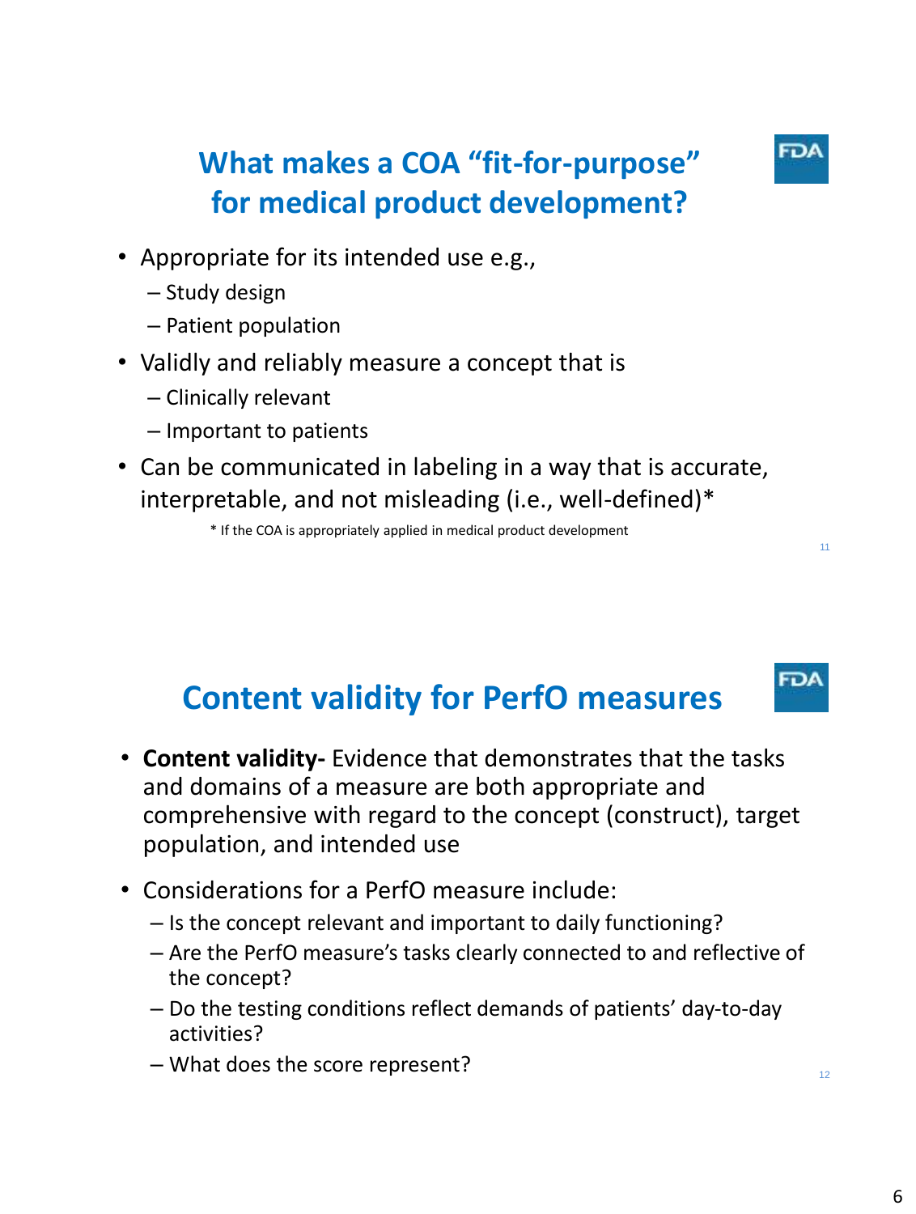## What makes a COA "fit-for-purpose" for medical product development?

- Appropriate for its intended use e.g.,
  - Study design
  - Patient population
- Validly and reliably measure a concept that is
  - Clinically relevant
  - Important to patients
- Can be communicated in labeling in a way that is accurate, interpretable, and not misleading (i.e., well-defined)*

  * If the COA is appropriately applied in medical product development

## Content validity for PerfO measures

- **Content validity-** Evidence that demonstrates that the tasks and domains of a measure are both appropriate and comprehensive with regard to the concept (construct), target population, and intended use
- Considerations for a PerfO measure include:
  - Is the concept relevant and important to daily functioning?
  - Are the PerfO measure's tasks clearly connected to and reflective of the concept?
  - Do the testing conditions reflect demands of patients' day-to-day activities?
  - What does the score represent?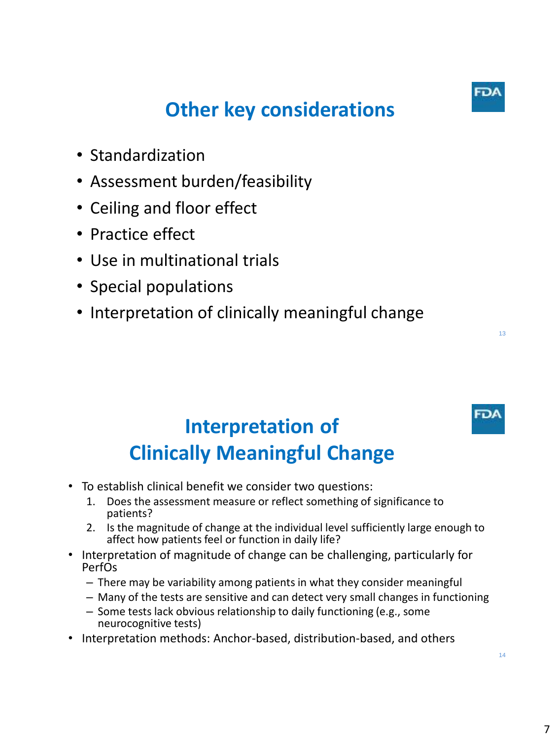# Other key considerations

- Standardization
- Assessment burden/feasibility
- Ceiling and floor effect
- Practice effect
- Use in multinational trials
- Special populations
- Interpretation of clinically meaningful change

# Interpretation of Clinically Meaningful Change

- To establish clinical benefit we consider two questions:
  1. Does the assessment measure or reflect something of significance to patients?
  2. Is the magnitude of change at the individual level sufficiently large enough to affect how patients feel or function in daily life?
- Interpretation of magnitude of change can be challenging, particularly for PerfOs
  - There may be variability among patients in what they consider meaningful
  - Many of the tests are sensitive and can detect very small changes in functioning
  - Some tests lack obvious relationship to daily functioning (e.g., some neurocognitive tests)
- Interpretation methods: Anchor-based, distribution-based, and others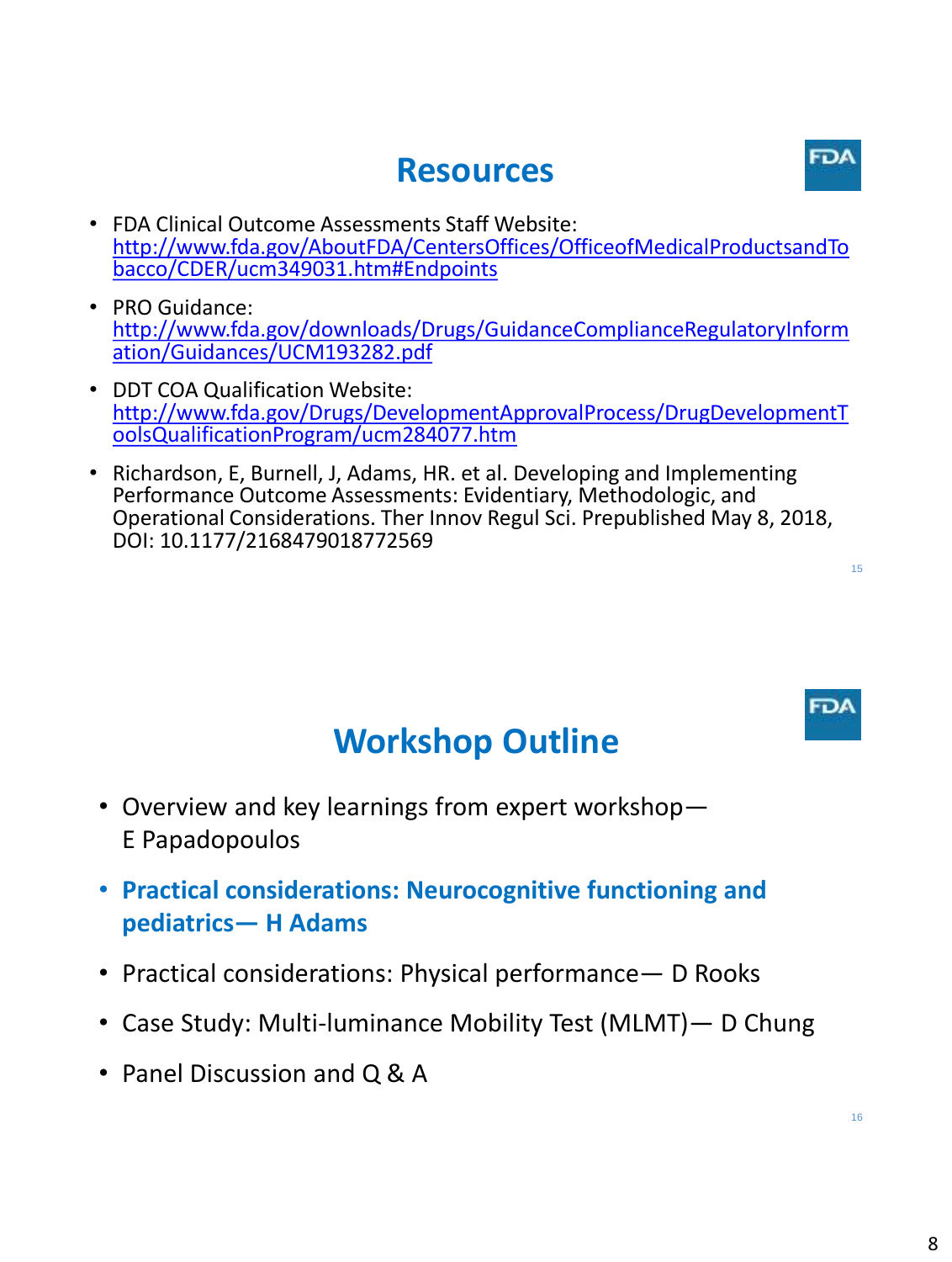## Resources

- FDA Clinical Outcome Assessments Staff Website: http://www.fda.gov/AboutFDA/CentersOffices/OfficeofMedicalProductsandTobacco/CDER/ucm349031.htm#Endpoints
- PRO Guidance: http://www.fda.gov/downloads/Drugs/GuidanceComplianceRegulatoryInformation/Guidances/UCM193282.pdf
- DDT COA Qualification Website: http://www.fda.gov/Drugs/DevelopmentApprovalProcess/DrugDevelopmentToolsQualificationProgram/ucm284077.htm
- Richardson, E, Burnell, J, Adams, HR. et al. Developing and Implementing Performance Outcome Assessments: Evidentiary, Methodologic, and Operational Considerations. Ther Innov Regul Sci. Prepublished May 8, 2018, DOI: 10.1177/2168479018772569

## Workshop Outline

- Overview and key learnings from expert workshop— E Papadopoulos
- **Practical considerations: Neurocognitive functioning and pediatrics— H Adams**
- Practical considerations: Physical performance— D Rooks
- Case Study: Multi-luminance Mobility Test (MLMT)— D Chung
- Panel Discussion and Q & A